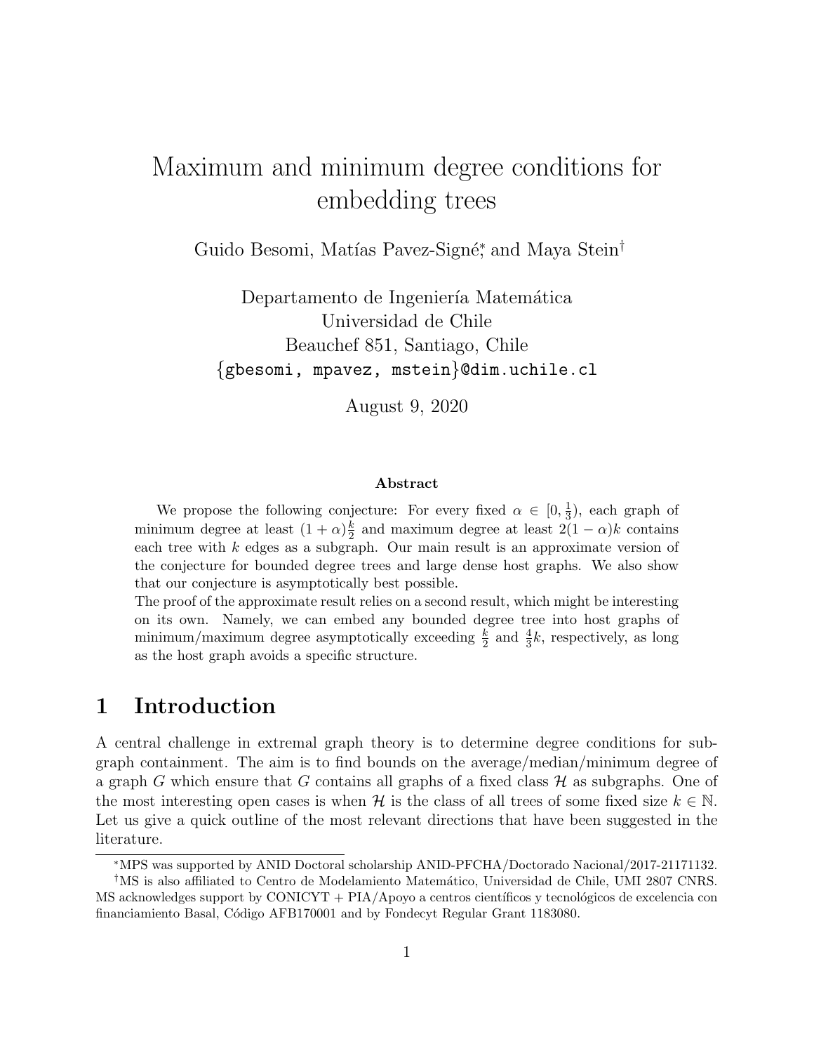# Maximum and minimum degree conditions for embedding trees

Guido Besomi, Matías Pavez-Signé[*], and Maya Stein[†]

Departamento de Ingeniería Matemática
Universidad de Chile
Beauchef 851, Santiago, Chile
{gbesomi, mpavez, mstein}@dim.uchile.cl

August 9, 2020

**Abstract**

We propose the following conjecture: For every fixed $\alpha \in [0, \frac{1}{3})$, each graph of minimum degree at least $(1+\alpha)\frac{k}{2}$ and maximum degree at least $2(1-\alpha)k$ contains each tree with $k$ edges as a subgraph. Our main result is an approximate version of the conjecture for bounded degree trees and large dense host graphs. We also show that our conjecture is asymptotically best possible.

The proof of the approximate result relies on a second result, which might be interesting on its own. Namely, we can embed any bounded degree tree into host graphs of minimum/maximum degree asymptotically exceeding $\frac{k}{2}$ and $\frac{4}{3}k$, respectively, as long as the host graph avoids a specific structure.

## 1 Introduction

A central challenge in extremal graph theory is to determine degree conditions for subgraph containment. The aim is to find bounds on the average/median/minimum degree of a graph $G$ which ensure that $G$ contains all graphs of a fixed class $\mathcal{H}$ as subgraphs. One of the most interesting open cases is when $\mathcal{H}$ is the class of all trees of some fixed size $k \in \mathbb{N}$. Let us give a quick outline of the most relevant directions that have been suggested in the literature.

[*]MPS was supported by ANID Doctoral scholarship ANID-PFCHA/Doctorado Nacional/2017-21171132.

[†]MS is also affiliated to Centro de Modelamiento Matemático, Universidad de Chile, UMI 2807 CNRS. MS acknowledges support by CONICYT + PIA/Apoyo a centros científicos y tecnológicos de excelencia con financiamiento Basal, Código AFB170001 and by Fondecyt Regular Grant 1183080.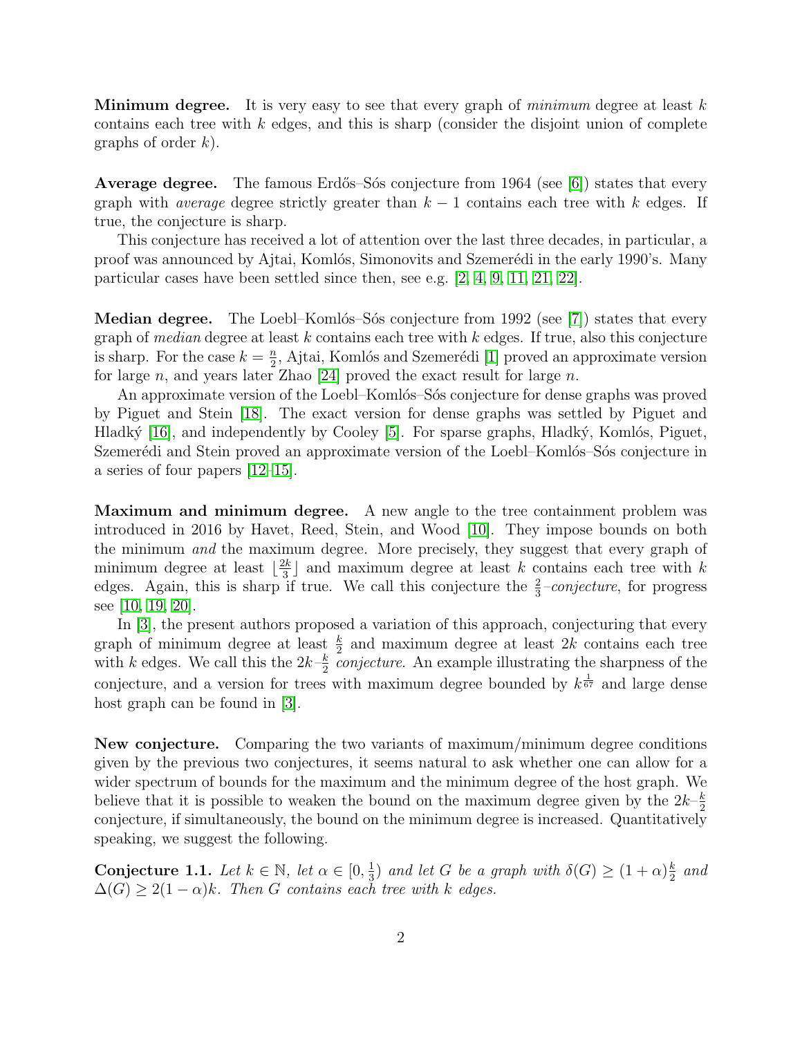**Minimum degree.** It is very easy to see that every graph of *minimum* degree at least $k$ contains each tree with $k$ edges, and this is sharp (consider the disjoint union of complete graphs of order $k$).

**Average degree.** The famous Erdős–Sós conjecture from 1964 (see [6]) states that every graph with *average* degree strictly greater than $k-1$ contains each tree with $k$ edges. If true, the conjecture is sharp.

This conjecture has received a lot of attention over the last three decades, in particular, a proof was announced by Ajtai, Komlós, Simonovits and Szemerédi in the early 1990's. Many particular cases have been settled since then, see e.g. [2, 4, 9, 11, 21, 22].

**Median degree.** The Loebl–Komlós–Sós conjecture from 1992 (see [7]) states that every graph of *median* degree at least $k$ contains each tree with $k$ edges. If true, also this conjecture is sharp. For the case $k = \frac{n}{2}$, Ajtai, Komlós and Szemerédi [1] proved an approximate version for large $n$, and years later Zhao [24] proved the exact result for large $n$.

An approximate version of the Loebl–Komlós–Sós conjecture for dense graphs was proved by Piguet and Stein [18]. The exact version for dense graphs was settled by Piguet and Hladký [16], and independently by Cooley [5]. For sparse graphs, Hladký, Komlós, Piguet, Szemerédi and Stein proved an approximate version of the Loebl–Komlós–Sós conjecture in a series of four papers [12–15].

**Maximum and minimum degree.** A new angle to the tree containment problem was introduced in 2016 by Havet, Reed, Stein, and Wood [10]. They impose bounds on both the minimum *and* the maximum degree. More precisely, they suggest that every graph of minimum degree at least $\lfloor \frac{2k}{3} \rfloor$ and maximum degree at least $k$ contains each tree with $k$ edges. Again, this is sharp if true. We call this conjecture the $\frac{2}{3}$*–conjecture*, for progress see [10, 19, 20].

In [3], the present authors proposed a variation of this approach, conjecturing that every graph of minimum degree at least $\frac{k}{2}$ and maximum degree at least $2k$ contains each tree with $k$ edges. We call this the $2k$–$\frac{k}{2}$ *conjecture*. An example illustrating the sharpness of the conjecture, and a version for trees with maximum degree bounded by $k^{\frac{1}{67}}$ and large dense host graph can be found in [3].

**New conjecture.** Comparing the two variants of maximum/minimum degree conditions given by the previous two conjectures, it seems natural to ask whether one can allow for a wider spectrum of bounds for the maximum and the minimum degree of the host graph. We believe that it is possible to weaken the bound on the maximum degree given by the $2k$–$\frac{k}{2}$ conjecture, if simultaneously, the bound on the minimum degree is increased. Quantitatively speaking, we suggest the following.

**Conjecture 1.1.** *Let $k \in \mathbb{N}$, let $\alpha \in [0, \frac{1}{3})$ and let $G$ be a graph with $\delta(G) \geq (1+\alpha)\frac{k}{2}$ and $\Delta(G) \geq 2(1-\alpha)k$. Then $G$ contains each tree with $k$ edges.*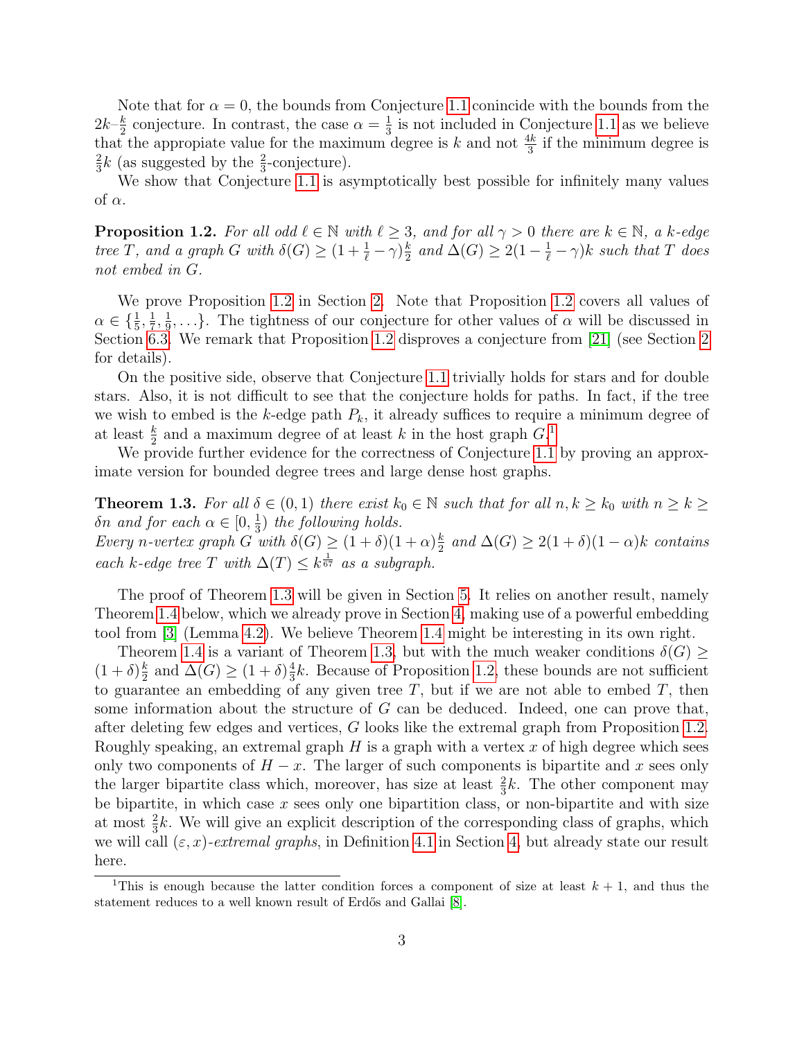Note that for $\alpha = 0$, the bounds from Conjecture 1.1 conincide with the bounds from the $2k - \frac{k}{2}$ conjecture. In contrast, the case $\alpha = \frac{1}{3}$ is not included in Conjecture 1.1 as we believe that the appropiate value for the maximum degree is $k$ and not $\frac{4k}{3}$ if the minimum degree is $\frac{2}{3}k$ (as suggested by the $\frac{2}{3}$-conjecture).

We show that Conjecture 1.1 is asymptotically best possible for infinitely many values of $\alpha$.

**Proposition 1.2.** *For all odd $\ell \in \mathbb{N}$ with $\ell \geq 3$, and for all $\gamma > 0$ there are $k \in \mathbb{N}$, a $k$-edge tree $T$, and a graph $G$ with $\delta(G) \geq (1 + \frac{1}{\ell} - \gamma)\frac{k}{2}$ and $\Delta(G) \geq 2(1 - \frac{1}{\ell} - \gamma)k$ such that $T$ does not embed in $G$.*

We prove Proposition 1.2 in Section 2. Note that Proposition 1.2 covers all values of $\alpha \in \{\frac{1}{5}, \frac{1}{7}, \frac{1}{9}, \ldots\}$. The tightness of our conjecture for other values of $\alpha$ will be discussed in Section 6.3. We remark that Proposition 1.2 disproves a conjecture from [21] (see Section 2 for details).

On the positive side, observe that Conjecture 1.1 trivially holds for stars and for double stars. Also, it is not difficult to see that the conjecture holds for paths. In fact, if the tree we wish to embed is the $k$-edge path $P_k$, it already suffices to require a minimum degree of at least $\frac{k}{2}$ and a maximum degree of at least $k$ in the host graph $G$.[1]

We provide further evidence for the correctness of Conjecture 1.1 by proving an approximate version for bounded degree trees and large dense host graphs.

**Theorem 1.3.** *For all $\delta \in (0, 1)$ there exist $k_0 \in \mathbb{N}$ such that for all $n, k \geq k_0$ with $n \geq k \geq \delta n$ and for each $\alpha \in [0, \frac{1}{3})$ the following holds.*
*Every $n$-vertex graph $G$ with $\delta(G) \geq (1 + \delta)(1 + \alpha)\frac{k}{2}$ and $\Delta(G) \geq 2(1 + \delta)(1 - \alpha)k$ contains each $k$-edge tree $T$ with $\Delta(T) \leq k^{\frac{1}{67}}$ as a subgraph.*

The proof of Theorem 1.3 will be given in Section 5. It relies on another result, namely Theorem 1.4 below, which we already prove in Section 4, making use of a powerful embedding tool from [3] (Lemma 4.2). We believe Theorem 1.4 might be interesting in its own right.

Theorem 1.4 is a variant of Theorem 1.3, but with the much weaker conditions $\delta(G) \geq (1 + \delta)\frac{k}{2}$ and $\Delta(G) \geq (1 + \delta)\frac{4}{3}k$. Because of Proposition 1.2, these bounds are not sufficient to guarantee an embedding of any given tree $T$, but if we are not able to embed $T$, then some information about the structure of $G$ can be deduced. Indeed, one can prove that, after deleting few edges and vertices, $G$ looks like the extremal graph from Proposition 1.2. Roughly speaking, an extremal graph $H$ is a graph with a vertex $x$ of high degree which sees only two components of $H - x$. The larger of such components is bipartite and $x$ sees only the larger bipartite class which, moreover, has size at least $\frac{2}{3}k$. The other component may be bipartite, in which case $x$ sees only one bipartition class, or non-bipartite and with size at most $\frac{2}{3}k$. We will give an explicit description of the corresponding class of graphs, which we will call *$(\varepsilon, x)$-extremal graphs*, in Definition 4.1 in Section 4, but already state our result here.

[1] This is enough because the latter condition forces a component of size at least $k + 1$, and thus the statement reduces to a well known result of Erdős and Gallai [8].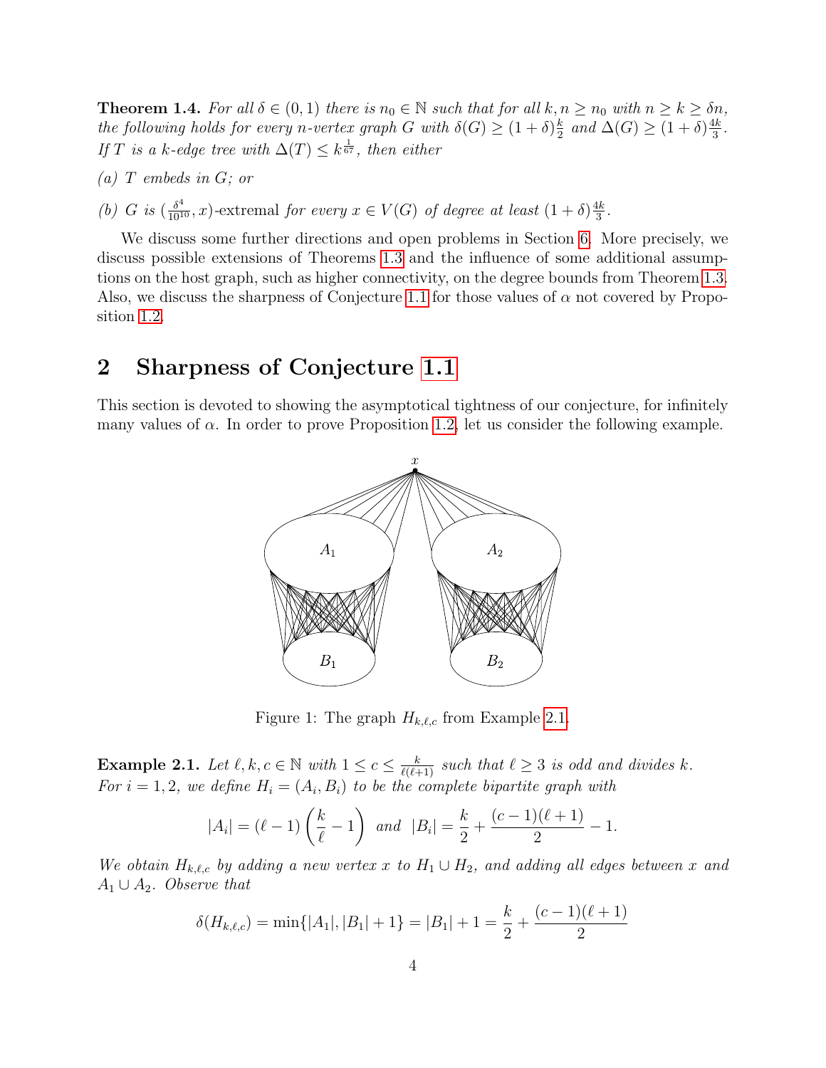**Theorem 1.4.** *For all $\delta \in (0,1)$ there is $n_0 \in \mathbb{N}$ such that for all $k, n \geq n_0$ with $n \geq k \geq \delta n$, the following holds for every $n$-vertex graph $G$ with $\delta(G) \geq (1+\delta)\frac{k}{2}$ and $\Delta(G) \geq (1+\delta)\frac{4k}{3}$. If $T$ is a $k$-edge tree with $\Delta(T) \leq k^{\frac{1}{67}}$, then either*

*(a) $T$ embeds in $G$; or*

*(b) $G$ is $(\frac{\delta^4}{10^{10}}, x)$-extremal for every $x \in V(G)$ of degree at least $(1+\delta)\frac{4k}{3}$.*

We discuss some further directions and open problems in Section 6. More precisely, we discuss possible extensions of Theorems 1.3 and the influence of some additional assumptions on the host graph, such as higher connectivity, on the degree bounds from Theorem 1.3. Also, we discuss the sharpness of Conjecture 1.1 for those values of $\alpha$ not covered by Proposition 1.2.

## 2 Sharpness of Conjecture 1.1

This section is devoted to showing the asymptotical tightness of our conjecture, for infinitely many values of $\alpha$. In order to prove Proposition 1.2, let us consider the following example.

Figure 1: The graph $H_{k,\ell,c}$ from Example 2.1.

**Example 2.1.** *Let $\ell, k, c \in \mathbb{N}$ with $1 \leq c \leq \frac{k}{\ell(\ell+1)}$ such that $\ell \geq 3$ is odd and divides $k$. For $i = 1, 2$, we define $H_i = (A_i, B_i)$ to be the complete bipartite graph with*

$$|A_i| = (\ell - 1)\left(\frac{k}{\ell} - 1\right) \quad \text{and} \quad |B_i| = \frac{k}{2} + \frac{(c-1)(\ell+1)}{2} - 1.$$

*We obtain $H_{k,\ell,c}$ by adding a new vertex $x$ to $H_1 \cup H_2$, and adding all edges between $x$ and $A_1 \cup A_2$. Observe that*

$$\delta(H_{k,\ell,c}) = \min\{|A_1|, |B_1| + 1\} = |B_1| + 1 = \frac{k}{2} + \frac{(c-1)(\ell+1)}{2}$$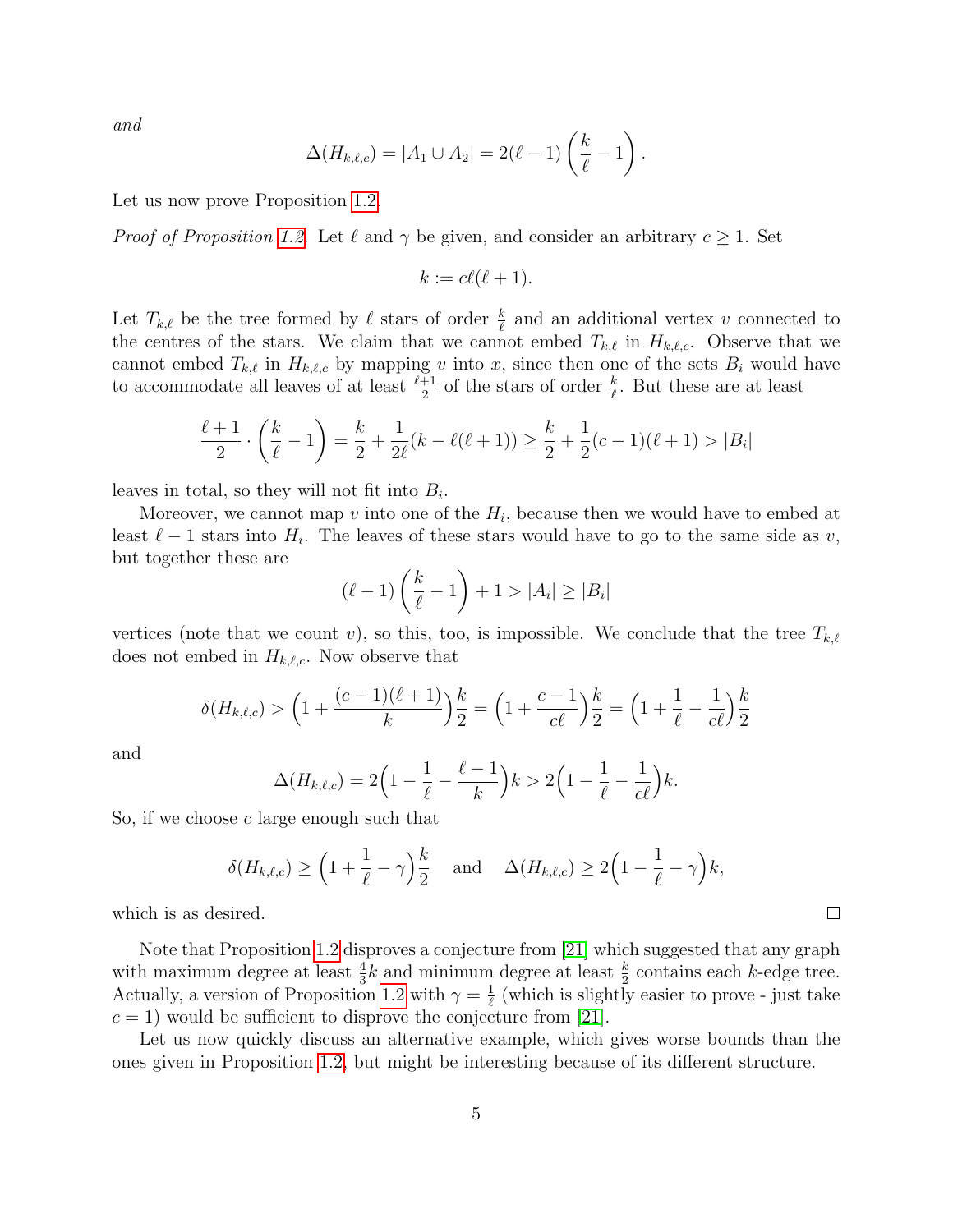*and*

$$\Delta(H_{k,\ell,c}) = |A_1 \cup A_2| = 2(\ell-1)\left(\frac{k}{\ell}-1\right).$$

Let us now prove Proposition 1.2.

*Proof of Proposition 1.2.* Let $\ell$ and $\gamma$ be given, and consider an arbitrary $c \geq 1$. Set

$$k := c\ell(\ell+1).$$

Let $T_{k,\ell}$ be the tree formed by $\ell$ stars of order $\frac{k}{\ell}$ and an additional vertex $v$ connected to the centres of the stars. We claim that we cannot embed $T_{k,\ell}$ in $H_{k,\ell,c}$. Observe that we cannot embed $T_{k,\ell}$ in $H_{k,\ell,c}$ by mapping $v$ into $x$, since then one of the sets $B_i$ would have to accommodate all leaves of at least $\frac{\ell+1}{2}$ of the stars of order $\frac{k}{\ell}$. But these are at least

$$\frac{\ell+1}{2}\cdot\left(\frac{k}{\ell}-1\right) = \frac{k}{2} + \frac{1}{2\ell}(k-\ell(\ell+1)) \geq \frac{k}{2} + \frac{1}{2}(c-1)(\ell+1) > |B_i|$$

leaves in total, so they will not fit into $B_i$.

Moreover, we cannot map $v$ into one of the $H_i$, because then we would have to embed at least $\ell-1$ stars into $H_i$. The leaves of these stars would have to go to the same side as $v$, but together these are

$$(\ell-1)\left(\frac{k}{\ell}-1\right)+1 > |A_i| \geq |B_i|$$

vertices (note that we count $v$), so this, too, is impossible. We conclude that the tree $T_{k,\ell}$ does not embed in $H_{k,\ell,c}$. Now observe that

$$\delta(H_{k,\ell,c}) > \Big(1+\frac{(c-1)(\ell+1)}{k}\Big)\frac{k}{2} = \Big(1+\frac{c-1}{c\ell}\Big)\frac{k}{2} = \Big(1+\frac{1}{\ell}-\frac{1}{c\ell}\Big)\frac{k}{2}$$

and

$$\Delta(H_{k,\ell,c}) = 2\Big(1-\frac{1}{\ell}-\frac{\ell-1}{k}\Big)k > 2\Big(1-\frac{1}{\ell}-\frac{1}{c\ell}\Big)k.$$

So, if we choose $c$ large enough such that

$$\delta(H_{k,\ell,c}) \geq \Big(1+\frac{1}{\ell}-\gamma\Big)\frac{k}{2} \quad \text{and} \quad \Delta(H_{k,\ell,c}) \geq 2\Big(1-\frac{1}{\ell}-\gamma\Big)k,$$

which is as desired. □

Note that Proposition 1.2 disproves a conjecture from [21] which suggested that any graph with maximum degree at least $\frac{4}{3}k$ and minimum degree at least $\frac{k}{2}$ contains each $k$-edge tree. Actually, a version of Proposition 1.2 with $\gamma = \frac{1}{\ell}$ (which is slightly easier to prove - just take $c = 1$) would be sufficient to disprove the conjecture from [21].

Let us now quickly discuss an alternative example, which gives worse bounds than the ones given in Proposition 1.2, but might be interesting because of its different structure.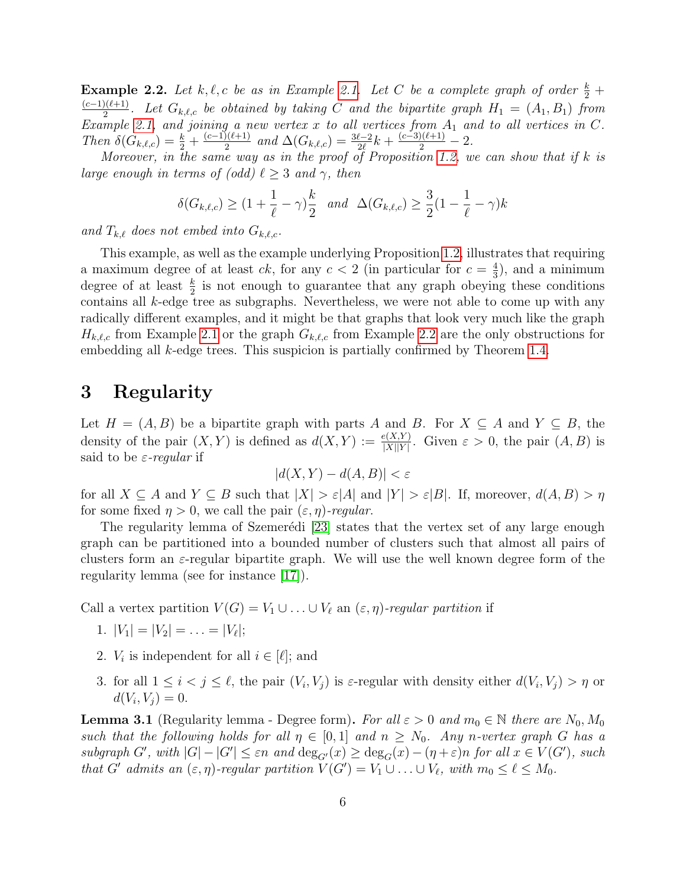**Example 2.2.** *Let $k, \ell, c$ be as in Example 2.1. Let $C$ be a complete graph of order $\frac{k}{2} + \frac{(c-1)(\ell+1)}{2}$. Let $G_{k,\ell,c}$ be obtained by taking $C$ and the bipartite graph $H_1 = (A_1, B_1)$ from Example 2.1, and joining a new vertex $x$ to all vertices from $A_1$ and to all vertices in $C$. Then $\delta(G_{k,\ell,c}) = \frac{k}{2} + \frac{(c-1)(\ell+1)}{2}$ and $\Delta(G_{k,\ell,c}) = \frac{3\ell-2}{2\ell}k + \frac{(c-3)(\ell+1)}{2} - 2$.*

*Moreover, in the same way as in the proof of Proposition 1.2, we can show that if $k$ is large enough in terms of (odd) $\ell \geq 3$ and $\gamma$, then*

$$\delta(G_{k,\ell,c}) \geq (1 + \frac{1}{\ell} - \gamma)\frac{k}{2} \quad \text{and} \quad \Delta(G_{k,\ell,c}) \geq \frac{3}{2}(1 - \frac{1}{\ell} - \gamma)k$$

*and $T_{k,\ell}$ does not embed into $G_{k,\ell,c}$.*

This example, as well as the example underlying Proposition 1.2, illustrates that requiring a maximum degree of at least $ck$, for any $c < 2$ (in particular for $c = \frac{4}{3}$), and a minimum degree of at least $\frac{k}{2}$ is not enough to guarantee that any graph obeying these conditions contains all $k$-edge tree as subgraphs. Nevertheless, we were not able to come up with any radically different examples, and it might be that graphs that look very much like the graph $H_{k,\ell,c}$ from Example 2.1 or the graph $G_{k,\ell,c}$ from Example 2.2 are the only obstructions for embedding all $k$-edge trees. This suspicion is partially confirmed by Theorem 1.4.

# 3 Regularity

Let $H = (A, B)$ be a bipartite graph with parts $A$ and $B$. For $X \subseteq A$ and $Y \subseteq B$, the density of the pair $(X, Y)$ is defined as $d(X, Y) := \frac{e(X,Y)}{|X||Y|}$. Given $\varepsilon > 0$, the pair $(A, B)$ is said to be *$\varepsilon$-regular* if

$$|d(X, Y) - d(A, B)| < \varepsilon$$

for all $X \subseteq A$ and $Y \subseteq B$ such that $|X| > \varepsilon|A|$ and $|Y| > \varepsilon|B|$. If, moreover, $d(A, B) > \eta$ for some fixed $\eta > 0$, we call the pair *$(\varepsilon, \eta)$-regular*.

The regularity lemma of Szemerédi [23] states that the vertex set of any large enough graph can be partitioned into a bounded number of clusters such that almost all pairs of clusters form an $\varepsilon$-regular bipartite graph. We will use the well known degree form of the regularity lemma (see for instance [17]).

Call a vertex partition $V(G) = V_1 \cup \ldots \cup V_\ell$ an *$(\varepsilon, \eta)$-regular partition* if

1. $|V_1| = |V_2| = \ldots = |V_\ell|$;
2. $V_i$ is independent for all $i \in [\ell]$; and
3. for all $1 \leq i < j \leq \ell$, the pair $(V_i, V_j)$ is $\varepsilon$-regular with density either $d(V_i, V_j) > \eta$ or $d(V_i, V_j) = 0$.

**Lemma 3.1** (Regularity lemma - Degree form)**.** *For all $\varepsilon > 0$ and $m_0 \in \mathbb{N}$ there are $N_0, M_0$ such that the following holds for all $\eta \in [0, 1]$ and $n \geq N_0$. Any $n$-vertex graph $G$ has a subgraph $G'$, with $|G| - |G'| \leq \varepsilon n$ and $\deg_{G'}(x) \geq \deg_G(x) - (\eta + \varepsilon)n$ for all $x \in V(G')$, such that $G'$ admits an $(\varepsilon, \eta)$-regular partition $V(G') = V_1 \cup \ldots \cup V_\ell$, with $m_0 \leq \ell \leq M_0$.*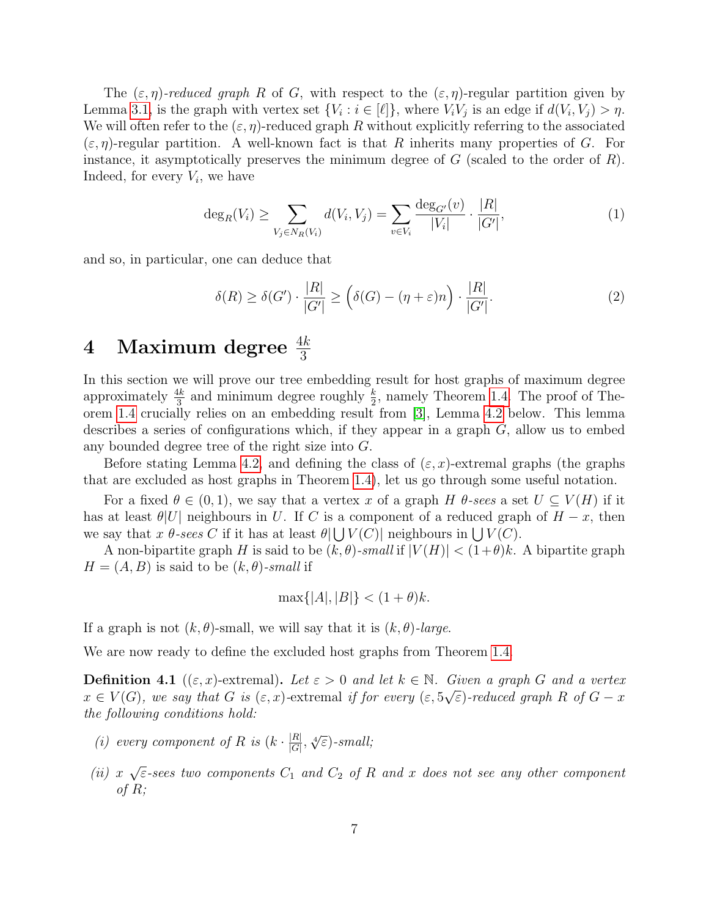The $(\varepsilon, \eta)$-*reduced graph* $R$ of $G$, with respect to the $(\varepsilon, \eta)$-regular partition given by Lemma 3.1, is the graph with vertex set $\{V_i : i \in [\ell]\}$, where $V_iV_j$ is an edge if $d(V_i, V_j) > \eta$. We will often refer to the $(\varepsilon, \eta)$-reduced graph $R$ without explicitly referring to the associated $(\varepsilon, \eta)$-regular partition. A well-known fact is that $R$ inherits many properties of $G$. For instance, it asymptotically preserves the minimum degree of $G$ (scaled to the order of $R$). Indeed, for every $V_i$, we have

$$\deg_R(V_i) \geq \sum_{V_j \in N_R(V_i)} d(V_i, V_j) = \sum_{v \in V_i} \frac{\deg_{G'}(v)}{|V_i|} \cdot \frac{|R|}{|G'|}, \tag{1}$$

and so, in particular, one can deduce that

$$\delta(R) \geq \delta(G') \cdot \frac{|R|}{|G'|} \geq \Big(\delta(G) - (\eta + \varepsilon)n\Big) \cdot \frac{|R|}{|G'|}. \tag{2}$$

# 4 Maximum degree $\frac{4k}{3}$

In this section we will prove our tree embedding result for host graphs of maximum degree approximately $\frac{4k}{3}$ and minimum degree roughly $\frac{k}{2}$, namely Theorem 1.4. The proof of Theorem 1.4 crucially relies on an embedding result from [3], Lemma 4.2 below. This lemma describes a series of configurations which, if they appear in a graph $G$, allow us to embed any bounded degree tree of the right size into $G$.

Before stating Lemma 4.2, and defining the class of $(\varepsilon, x)$-extremal graphs (the graphs that are excluded as host graphs in Theorem 1.4), let us go through some useful notation.

For a fixed $\theta \in (0, 1)$, we say that a vertex $x$ of a graph $H$ $\theta$-*sees* a set $U \subseteq V(H)$ if it has at least $\theta|U|$ neighbours in $U$. If $C$ is a component of a reduced graph of $H - x$, then we say that $x$ $\theta$-*sees* $C$ if it has at least $\theta|\bigcup V(C)|$ neighbours in $\bigcup V(C)$.

A non-bipartite graph $H$ is said to be $(k, \theta)$-*small* if $|V(H)| < (1+\theta)k$. A bipartite graph $H = (A, B)$ is said to be $(k, \theta)$-*small* if

$$\max\{|A|, |B|\} < (1 + \theta)k.$$

If a graph is not $(k, \theta)$-small, we will say that it is $(k, \theta)$-*large*.

We are now ready to define the excluded host graphs from Theorem 1.4.

**Definition 4.1** ($(\varepsilon, x)$-extremal)**.** *Let $\varepsilon > 0$ and let $k \in \mathbb{N}$. Given a graph $G$ and a vertex $x \in V(G)$, we say that $G$ is* $(\varepsilon, x)$-extremal *if for every $(\varepsilon, 5\sqrt{\varepsilon})$-reduced graph $R$ of $G - x$ the following conditions hold:*

*(i) every component of $R$ is $(k \cdot \frac{|R|}{|G|}, \sqrt[4]{\varepsilon})$-small;*

*(ii) $x$ $\sqrt{\varepsilon}$-sees two components $C_1$ and $C_2$ of $R$ and $x$ does not see any other component of $R$;*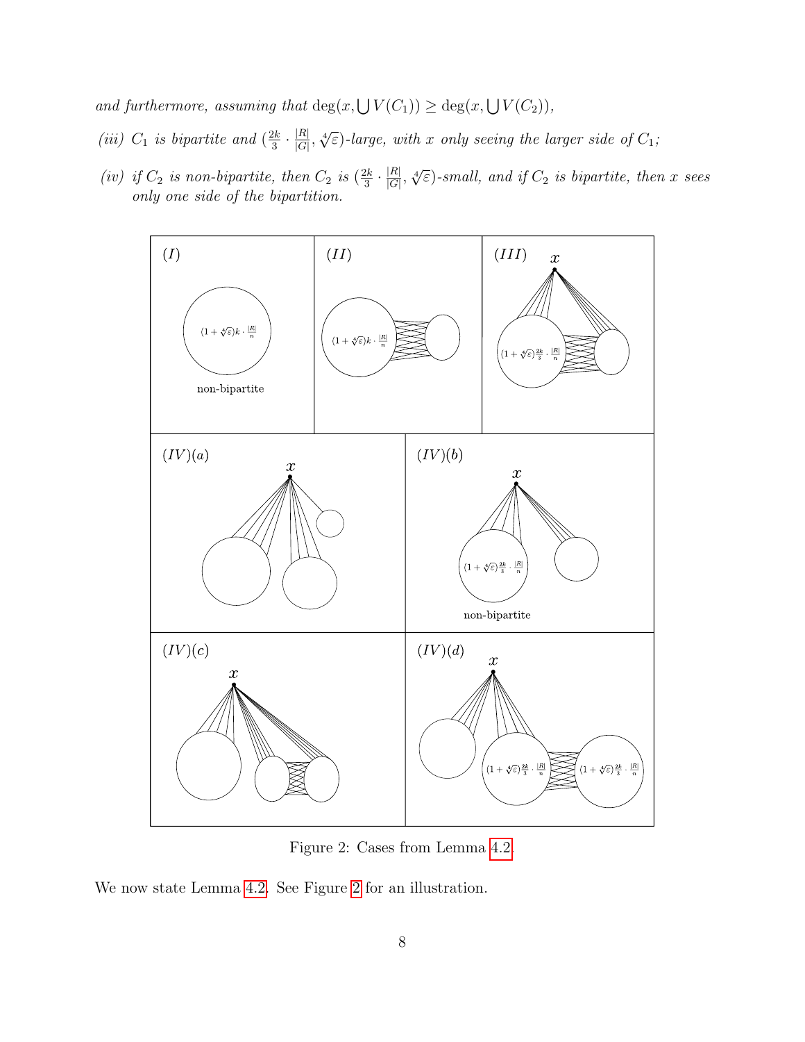*and furthermore, assuming that* $\deg(x, \bigcup V(C_1)) \geq \deg(x, \bigcup V(C_2))$,

*(iii)* $C_1$ *is bipartite and* $(\frac{2k}{3} \cdot \frac{|R|}{|G|}, \sqrt[4]{\varepsilon})$*-large, with* $x$ *only seeing the larger side of* $C_1$;

*(iv) if* $C_2$ *is non-bipartite, then* $C_2$ *is* $(\frac{2k}{3} \cdot \frac{|R|}{|G|}, \sqrt[4]{\varepsilon})$*-small, and if* $C_2$ *is bipartite, then* $x$ *sees only one side of the bipartition.*

Figure 2: Cases from Lemma 4.2.

We now state Lemma 4.2. See Figure 2 for an illustration.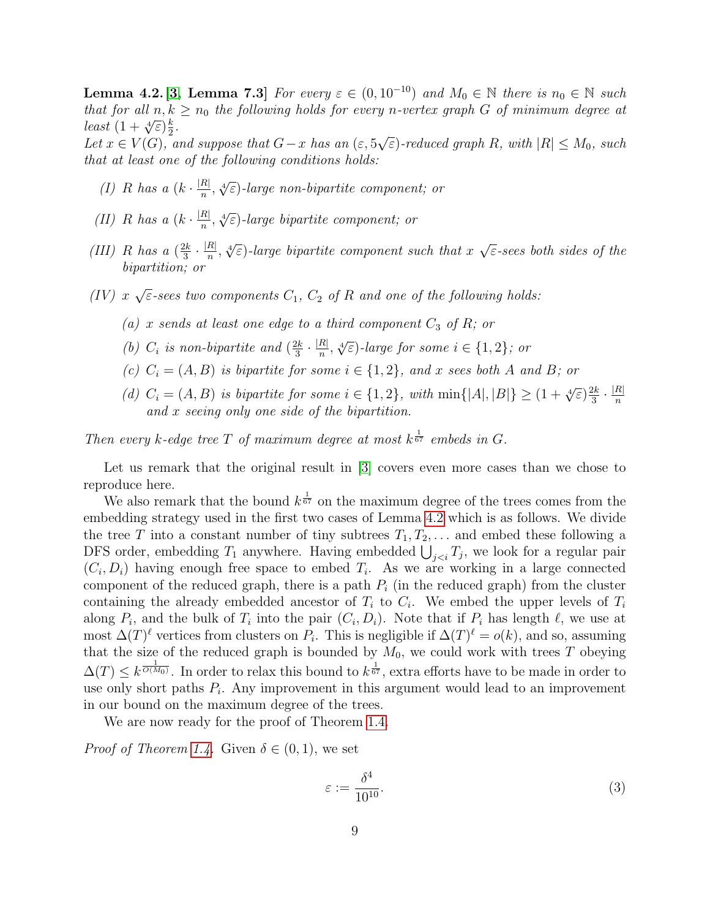**Lemma 4.2.** **[3, Lemma 7.3]** *For every $\varepsilon \in (0, 10^{-10})$ and $M_0 \in \mathbb{N}$ there is $n_0 \in \mathbb{N}$ such that for all $n, k \geq n_0$ the following holds for every $n$-vertex graph $G$ of minimum degree at least $(1 + \sqrt[4]{\varepsilon})\frac{k}{2}$.*

*Let $x \in V(G)$, and suppose that $G - x$ has an $(\varepsilon, 5\sqrt{\varepsilon})$-reduced graph $R$, with $|R| \leq M_0$, such that at least one of the following conditions holds:*

*(I) $R$ has a $(k \cdot \frac{|R|}{n}, \sqrt[4]{\varepsilon})$-large non-bipartite component; or*

*(II) $R$ has a $(k \cdot \frac{|R|}{n}, \sqrt[4]{\varepsilon})$-large bipartite component; or*

*(III) $R$ has a $(\frac{2k}{3} \cdot \frac{|R|}{n}, \sqrt[4]{\varepsilon})$-large bipartite component such that $x$ $\sqrt{\varepsilon}$-sees both sides of the bipartition; or*

*(IV) $x$ $\sqrt{\varepsilon}$-sees two components $C_1$, $C_2$ of $R$ and one of the following holds:*

- *(a) $x$ sends at least one edge to a third component $C_3$ of $R$; or*
- *(b) $C_i$ is non-bipartite and $(\frac{2k}{3} \cdot \frac{|R|}{n}, \sqrt[4]{\varepsilon})$-large for some $i \in \{1, 2\}$; or*
- *(c) $C_i = (A, B)$ is bipartite for some $i \in \{1, 2\}$, and $x$ sees both $A$ and $B$; or*
- *(d) $C_i = (A, B)$ is bipartite for some $i \in \{1, 2\}$, with $\min\{|A|, |B|\} \geq (1 + \sqrt[4]{\varepsilon})\frac{2k}{3} \cdot \frac{|R|}{n}$ and $x$ seeing only one side of the bipartition.*

*Then every $k$-edge tree $T$ of maximum degree at most $k^{\frac{1}{67}}$ embeds in $G$.*

Let us remark that the original result in [3] covers even more cases than we chose to reproduce here.

We also remark that the bound $k^{\frac{1}{67}}$ on the maximum degree of the trees comes from the embedding strategy used in the first two cases of Lemma 4.2 which is as follows. We divide the tree $T$ into a constant number of tiny subtrees $T_1, T_2, \ldots$ and embed these following a DFS order, embedding $T_1$ anywhere. Having embedded $\bigcup_{j<i} T_j$, we look for a regular pair $(C_i, D_i)$ having enough free space to embed $T_i$. As we are working in a large connected component of the reduced graph, there is a path $P_i$ (in the reduced graph) from the cluster containing the already embedded ancestor of $T_i$ to $C_i$. We embed the upper levels of $T_i$ along $P_i$, and the bulk of $T_i$ into the pair $(C_i, D_i)$. Note that if $P_i$ has length $\ell$, we use at most $\Delta(T)^\ell$ vertices from clusters on $P_i$. This is negligible if $\Delta(T)^\ell = o(k)$, and so, assuming that the size of the reduced graph is bounded by $M_0$, we could work with trees $T$ obeying $\Delta(T) \leq k^{\frac{1}{O(M_0)}}$. In order to relax this bound to $k^{\frac{1}{67}}$, extra efforts have to be made in order to use only short paths $P_i$. Any improvement in this argument would lead to an improvement in our bound on the maximum degree of the trees.

We are now ready for the proof of Theorem 1.4.

*Proof of Theorem 1.4.* Given $\delta \in (0, 1)$, we set

$$\varepsilon := \frac{\delta^4}{10^{10}}. \tag{3}$$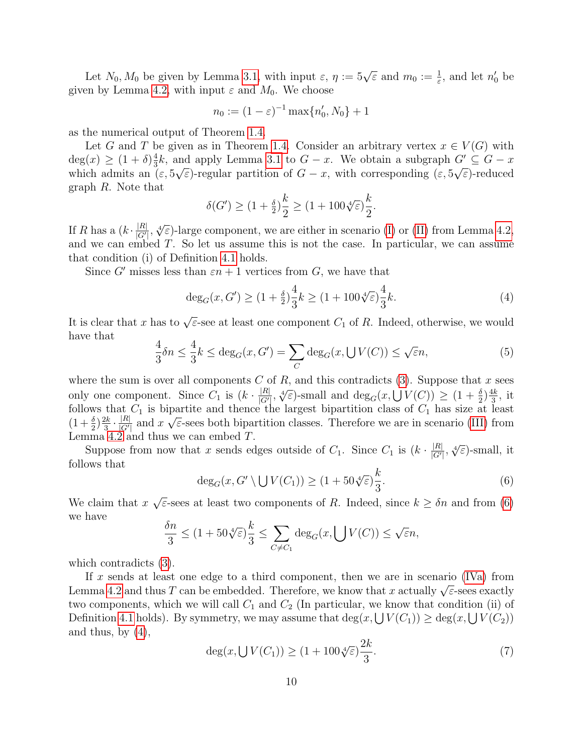Let $N_0, M_0$ be given by Lemma 3.1, with input $\varepsilon$, $\eta := 5\sqrt{\varepsilon}$ and $m_0 := \frac{1}{\varepsilon}$, and let $n_0'$ be given by Lemma 4.2, with input $\varepsilon$ and $M_0$. We choose

$$n_0 := (1-\varepsilon)^{-1}\max\{n_0', N_0\} + 1$$

as the numerical output of Theorem 1.4.

Let $G$ and $T$ be given as in Theorem 1.4. Consider an arbitrary vertex $x \in V(G)$ with $\deg(x) \geq (1+\delta)\frac{4}{3}k$, and apply Lemma 3.1 to $G - x$. We obtain a subgraph $G' \subseteq G - x$ which admits an $(\varepsilon, 5\sqrt{\varepsilon})$-regular partition of $G - x$, with corresponding $(\varepsilon, 5\sqrt{\varepsilon})$-reduced graph $R$. Note that

$$\delta(G') \geq (1 + \tfrac{\delta}{2})\frac{k}{2} \geq (1 + 100\sqrt[4]{\varepsilon})\frac{k}{2}.$$

If $R$ has a $(k \cdot \frac{|R|}{|G'|}, \sqrt[4]{\varepsilon})$-large component, we are either in scenario (I) or (II) from Lemma 4.2, and we can embed $T$. So let us assume this is not the case. In particular, we can assume that condition (i) of Definition 4.1 holds.

Since $G'$ misses less than $\varepsilon n + 1$ vertices from $G$, we have that

$$\deg_G(x, G') \geq (1 + \tfrac{\delta}{2})\frac{4}{3}k \geq (1 + 100\sqrt[4]{\varepsilon})\frac{4}{3}k. \tag{4}$$

It is clear that $x$ has to $\sqrt{\varepsilon}$-see at least one component $C_1$ of $R$. Indeed, otherwise, we would have that

$$\frac{4}{3}\delta n \leq \frac{4}{3}k \leq \deg_G(x, G') = \sum_C \deg_G(x, \bigcup V(C)) \leq \sqrt{\varepsilon}n, \tag{5}$$

where the sum is over all components $C$ of $R$, and this contradicts (3). Suppose that $x$ sees only one component. Since $C_1$ is $(k \cdot \frac{|R|}{|G'|}, \sqrt[4]{\varepsilon})$-small and $\deg_G(x, \bigcup V(C)) \geq (1+\frac{\delta}{2})\frac{4k}{3}$, it follows that $C_1$ is bipartite and thence the largest bipartition class of $C_1$ has size at least $(1+\frac{\delta}{2})\frac{2k}{3} \cdot \frac{|R|}{|G'|}$ and $x$ $\sqrt{\varepsilon}$-sees both bipartition classes. Therefore we are in scenario (III) from Lemma 4.2 and thus we can embed $T$.

Suppose from now that $x$ sends edges outside of $C_1$. Since $C_1$ is $(k \cdot \frac{|R|}{|G'|}, \sqrt[4]{\varepsilon})$-small, it follows that

$$\deg_G(x, G' \setminus \bigcup V(C_1)) \geq (1 + 50\sqrt[4]{\varepsilon})\frac{k}{3}. \tag{6}$$

We claim that $x$ $\sqrt{\varepsilon}$-sees at least two components of $R$. Indeed, since $k \geq \delta n$ and from (6) we have

$$\frac{\delta n}{3} \leq (1 + 50\sqrt[4]{\varepsilon})\frac{k}{3} \leq \sum_{C \neq C_1} \deg_G(x, \bigcup V(C)) \leq \sqrt{\varepsilon}n,$$

which contradicts (3).

If $x$ sends at least one edge to a third component, then we are in scenario (IVa) from Lemma 4.2 and thus $T$ can be embedded. Therefore, we know that $x$ actually $\sqrt{\varepsilon}$-sees exactly two components, which we will call $C_1$ and $C_2$ (In particular, we know that condition (ii) of Definition 4.1 holds). By symmetry, we may assume that $\deg(x, \bigcup V(C_1)) \geq \deg(x, \bigcup V(C_2))$ and thus, by (4),

$$\deg(x, \bigcup V(C_1)) \geq (1 + 100\sqrt[4]{\varepsilon})\frac{2k}{3}. \tag{7}$$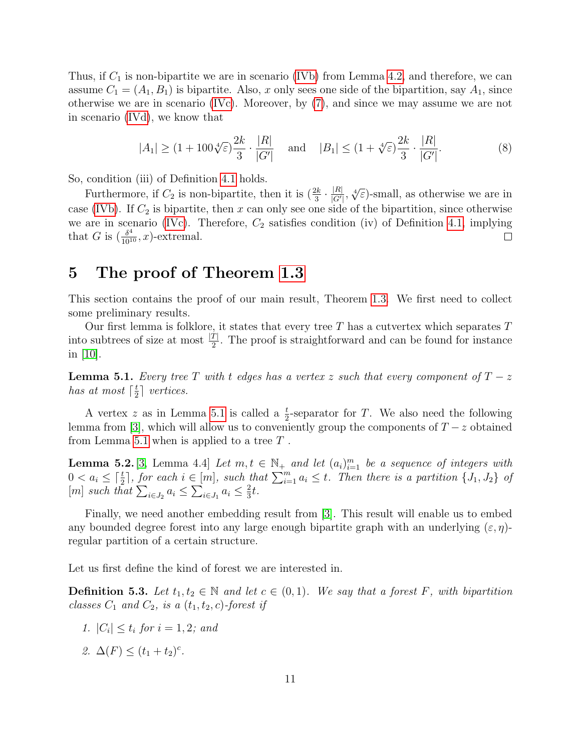Thus, if $C_1$ is non-bipartite we are in scenario (IVb) from Lemma 4.2, and therefore, we can assume $C_1 = (A_1, B_1)$ is bipartite. Also, $x$ only sees one side of the bipartition, say $A_1$, since otherwise we are in scenario (IVc). Moreover, by (7), and since we may assume we are not in scenario (IVd), we know that

$$|A_1| \geq (1 + 100\sqrt[4]{\varepsilon})\frac{2k}{3} \cdot \frac{|R|}{|G'|} \quad \text{and} \quad |B_1| \leq (1 + \sqrt[4]{\varepsilon})\frac{2k}{3} \cdot \frac{|R|}{|G'|}. \tag{8}$$

So, condition (iii) of Definition 4.1 holds.

Furthermore, if $C_2$ is non-bipartite, then it is $(\frac{2k}{3} \cdot \frac{|R|}{|G'|}, \sqrt[4]{\varepsilon})$-small, as otherwise we are in case (IVb). If $C_2$ is bipartite, then $x$ can only see one side of the bipartition, since otherwise we are in scenario (IVc). Therefore, $C_2$ satisfies condition (iv) of Definition 4.1, implying that $G$ is $(\frac{\delta^4}{10^{10}}, x)$-extremal. □

# 5 The proof of Theorem 1.3

This section contains the proof of our main result, Theorem 1.3. We first need to collect some preliminary results.

Our first lemma is folklore, it states that every tree $T$ has a cutvertex which separates $T$ into subtrees of size at most $\frac{|T|}{2}$. The proof is straightforward and can be found for instance in [10].

**Lemma 5.1.** *Every tree $T$ with $t$ edges has a vertex $z$ such that every component of $T - z$ has at most $\lceil \frac{t}{2} \rceil$ vertices.*

A vertex $z$ as in Lemma 5.1 is called a $\frac{t}{2}$-separator for $T$. We also need the following lemma from [3], which will allow us to conveniently group the components of $T - z$ obtained from Lemma 5.1 when is applied to a tree $T$.

**Lemma 5.2.** [3, Lemma 4.4] *Let $m, t \in \mathbb{N}_+$ and let $(a_i)_{i=1}^m$ be a sequence of integers with $0 < a_i \leq \lceil \frac{t}{2} \rceil$, for each $i \in [m]$, such that $\sum_{i=1}^m a_i \leq t$. Then there is a partition $\{J_1, J_2\}$ of $[m]$ such that $\sum_{i \in J_2} a_i \leq \sum_{i \in J_1} a_i \leq \frac{2}{3}t$.*

Finally, we need another embedding result from [3]. This result will enable us to embed any bounded degree forest into any large enough bipartite graph with an underlying $(\varepsilon, \eta)$-regular partition of a certain structure.

Let us first define the kind of forest we are interested in.

**Definition 5.3.** *Let $t_1, t_2 \in \mathbb{N}$ and let $c \in (0, 1)$. We say that a forest $F$, with bipartition classes $C_1$ and $C_2$, is a $(t_1, t_2, c)$-forest if*

1. *$|C_i| \leq t_i$ for $i = 1, 2$; and*
2. *$\Delta(F) \leq (t_1 + t_2)^c$.*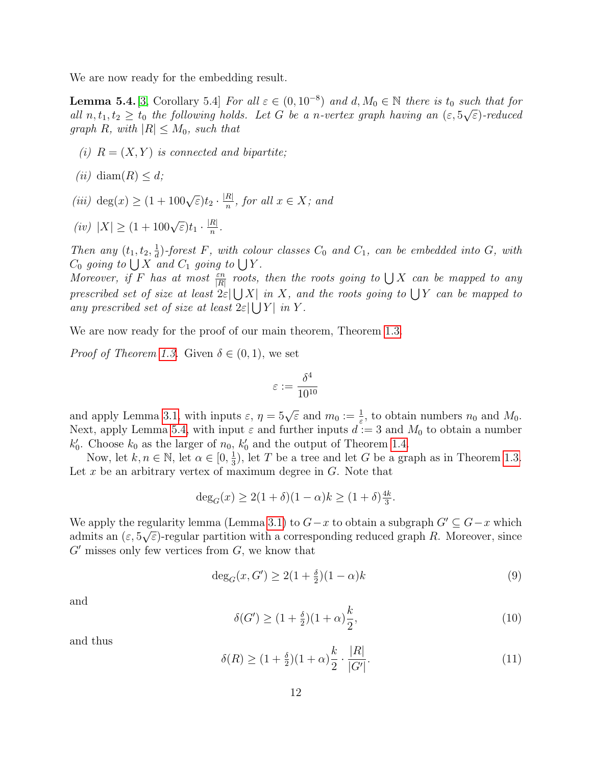We are now ready for the embedding result.

**Lemma 5.4.** [3, Corollary 5.4] *For all $\varepsilon \in (0, 10^{-8})$ and $d, M_0 \in \mathbb{N}$ there is $t_0$ such that for all $n, t_1, t_2 \geq t_0$ the following holds. Let $G$ be a $n$-vertex graph having an $(\varepsilon, 5\sqrt{\varepsilon})$-reduced graph $R$, with $|R| \leq M_0$, such that*

*(i) $R = (X, Y)$ is connected and bipartite;*

*(ii) $\operatorname{diam}(R) \leq d$;*

*(iii) $\deg(x) \geq (1 + 100\sqrt{\varepsilon})t_2 \cdot \frac{|R|}{n}$, for all $x \in X$; and*

*(iv) $|X| \geq (1 + 100\sqrt{\varepsilon})t_1 \cdot \frac{|R|}{n}$.*

*Then any $(t_1, t_2, \frac{1}{d})$-forest $F$, with colour classes $C_0$ and $C_1$, can be embedded into $G$, with $C_0$ going to $\bigcup X$ and $C_1$ going to $\bigcup Y$.*
*Moreover, if $F$ has at most $\frac{\varepsilon n}{|R|}$ roots, then the roots going to $\bigcup X$ can be mapped to any prescribed set of size at least $2\varepsilon|\bigcup X|$ in $X$, and the roots going to $\bigcup Y$ can be mapped to any prescribed set of size at least $2\varepsilon|\bigcup Y|$ in $Y$.*

We are now ready for the proof of our main theorem, Theorem 1.3.

*Proof of Theorem 1.3.* Given $\delta \in (0, 1)$, we set

$$\varepsilon := \frac{\delta^4}{10^{10}}$$

and apply Lemma 3.1, with inputs $\varepsilon$, $\eta = 5\sqrt{\varepsilon}$ and $m_0 := \frac{1}{\varepsilon}$, to obtain numbers $n_0$ and $M_0$. Next, apply Lemma 5.4, with input $\varepsilon$ and further inputs $d := 3$ and $M_0$ to obtain a number $k_0'$. Choose $k_0$ as the larger of $n_0$, $k_0'$ and the output of Theorem 1.4.

Now, let $k, n \in \mathbb{N}$, let $\alpha \in [0, \frac{1}{3})$, let $T$ be a tree and let $G$ be a graph as in Theorem 1.3. Let $x$ be an arbitrary vertex of maximum degree in $G$. Note that

$$\deg_G(x) \geq 2(1 + \delta)(1 - \alpha)k \geq (1 + \delta)\tfrac{4k}{3}.$$

We apply the regularity lemma (Lemma 3.1) to $G - x$ to obtain a subgraph $G' \subseteq G - x$ which admits an $(\varepsilon, 5\sqrt{\varepsilon})$-regular partition with a corresponding reduced graph $R$. Moreover, since $G'$ misses only few vertices from $G$, we know that

$$\deg_G(x, G') \geq 2(1 + \tfrac{\delta}{2})(1 - \alpha)k \tag{9}$$

and

$$\delta(G') \geq (1 + \tfrac{\delta}{2})(1 + \alpha)\frac{k}{2}, \tag{10}$$

and thus

$$\delta(R) \geq (1 + \tfrac{\delta}{2})(1 + \alpha)\frac{k}{2} \cdot \frac{|R|}{|G'|}. \tag{11}$$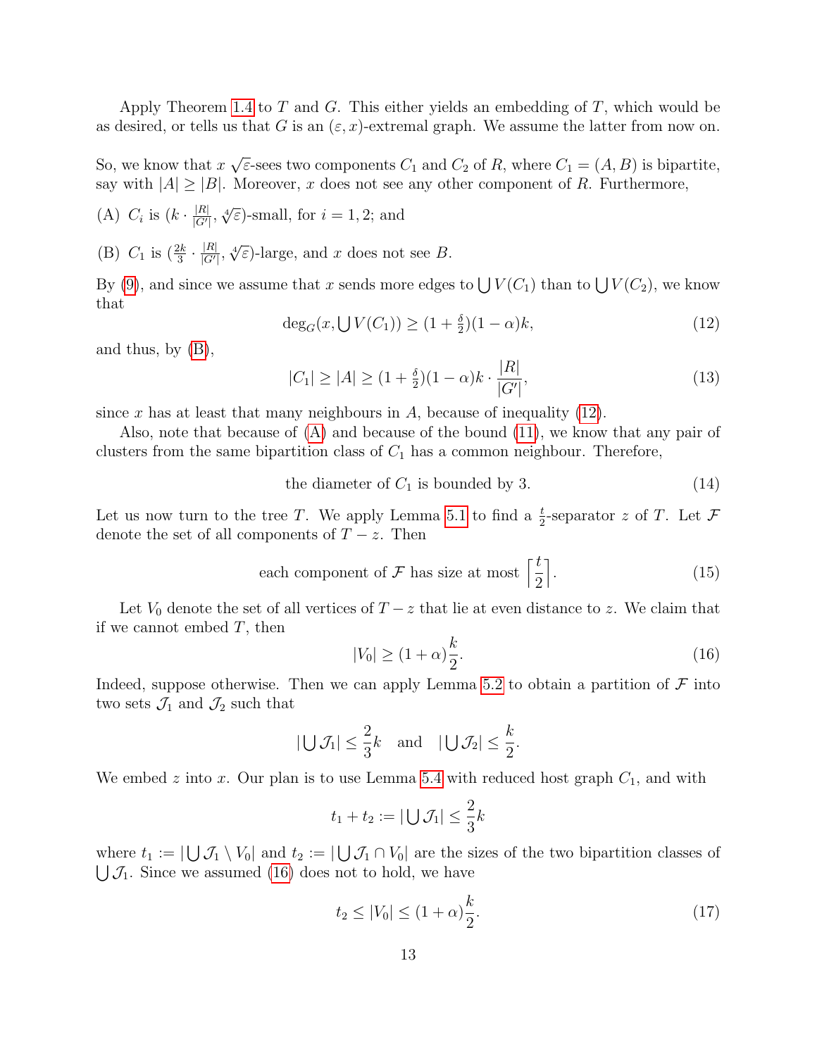Apply Theorem 1.4 to $T$ and $G$. This either yields an embedding of $T$, which would be as desired, or tells us that $G$ is an $(\varepsilon, x)$-extremal graph. We assume the latter from now on.

So, we know that $x$ $\sqrt{\varepsilon}$-sees two components $C_1$ and $C_2$ of $R$, where $C_1 = (A, B)$ is bipartite, say with $|A| \geq |B|$. Moreover, $x$ does not see any other component of $R$. Furthermore,

(A) $C_i$ is $(k \cdot \frac{|R|}{|G'|}, \sqrt[4]{\varepsilon})$-small, for $i = 1, 2$; and

(B) $C_1$ is $(\frac{2k}{3} \cdot \frac{|R|}{|G'|}, \sqrt[4]{\varepsilon})$-large, and $x$ does not see $B$.

By (9), and since we assume that $x$ sends more edges to $\bigcup V(C_1)$ than to $\bigcup V(C_2)$, we know that

$$\deg_G(x, \bigcup V(C_1)) \geq (1 + \tfrac{\delta}{2})(1 - \alpha)k, \tag{12}$$

and thus, by (B),

$$|C_1| \geq |A| \geq (1 + \tfrac{\delta}{2})(1 - \alpha)k \cdot \frac{|R|}{|G'|}, \tag{13}$$

since $x$ has at least that many neighbours in $A$, because of inequality (12).

Also, note that because of (A) and because of the bound (11), we know that any pair of clusters from the same bipartition class of $C_1$ has a common neighbour. Therefore,

$$\text{the diameter of } C_1 \text{ is bounded by } 3. \tag{14}$$

Let us now turn to the tree $T$. We apply Lemma 5.1 to find a $\frac{t}{2}$-separator $z$ of $T$. Let $\mathcal{F}$ denote the set of all components of $T - z$. Then

$$\text{each component of } \mathcal{F} \text{ has size at most } \left\lceil \frac{t}{2} \right\rceil. \tag{15}$$

Let $V_0$ denote the set of all vertices of $T - z$ that lie at even distance to $z$. We claim that if we cannot embed $T$, then

$$|V_0| \geq (1 + \alpha)\frac{k}{2}. \tag{16}$$

Indeed, suppose otherwise. Then we can apply Lemma 5.2 to obtain a partition of $\mathcal{F}$ into two sets $\mathcal{J}_1$ and $\mathcal{J}_2$ such that

$$|\bigcup \mathcal{J}_1| \leq \frac{2}{3}k \quad \text{and} \quad |\bigcup \mathcal{J}_2| \leq \frac{k}{2}.$$

We embed $z$ into $x$. Our plan is to use Lemma 5.4 with reduced host graph $C_1$, and with

$$t_1 + t_2 := |\bigcup \mathcal{J}_1| \leq \frac{2}{3}k$$

where $t_1 := |\bigcup \mathcal{J}_1 \setminus V_0|$ and $t_2 := |\bigcup \mathcal{J}_1 \cap V_0|$ are the sizes of the two bipartition classes of $\bigcup \mathcal{J}_1$. Since we assumed (16) does not to hold, we have

$$t_2 \leq |V_0| \leq (1 + \alpha)\frac{k}{2}. \tag{17}$$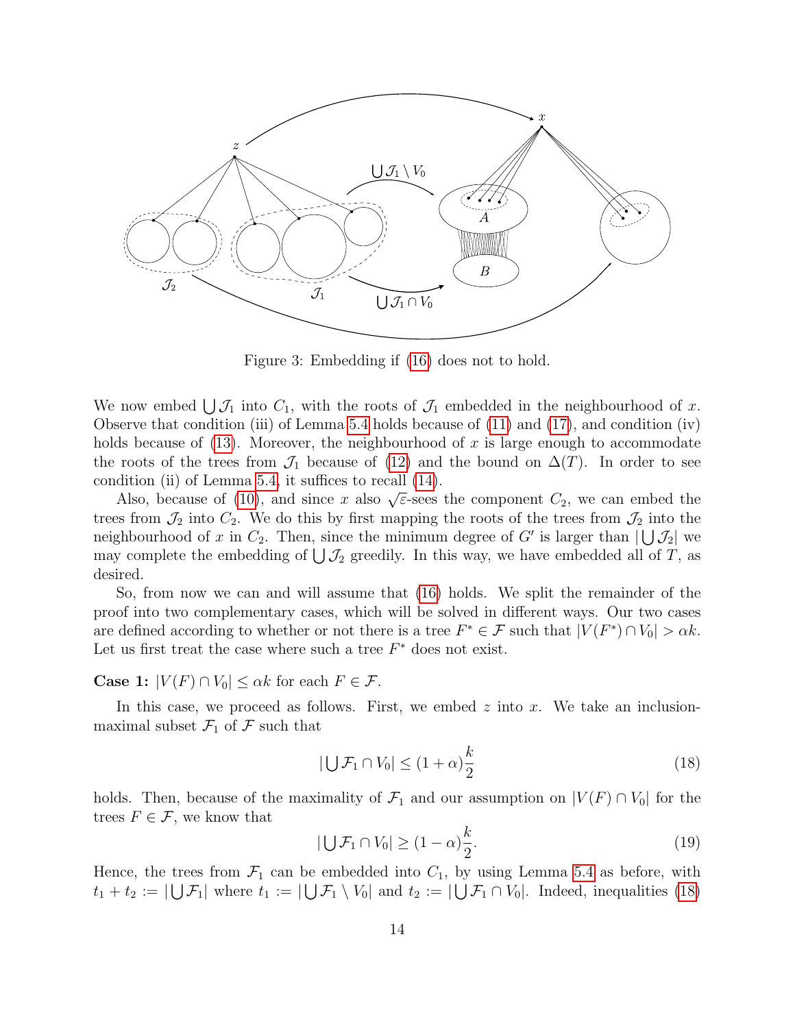Figure 3: Embedding if (16) does not to hold.

We now embed $\bigcup \mathcal{J}_1$ into $C_1$, with the roots of $\mathcal{J}_1$ embedded in the neighbourhood of $x$. Observe that condition (iii) of Lemma 5.4 holds because of (11) and (17), and condition (iv) holds because of (13). Moreover, the neighbourhood of $x$ is large enough to accommodate the roots of the trees from $\mathcal{J}_1$ because of (12) and the bound on $\Delta(T)$. In order to see condition (ii) of Lemma 5.4, it suffices to recall (14).

Also, because of (10), and since $x$ also $\sqrt{\varepsilon}$-sees the component $C_2$, we can embed the trees from $\mathcal{J}_2$ into $C_2$. We do this by first mapping the roots of the trees from $\mathcal{J}_2$ into the neighbourhood of $x$ in $C_2$. Then, since the minimum degree of $G'$ is larger than $|\bigcup \mathcal{J}_2|$ we may complete the embedding of $\bigcup \mathcal{J}_2$ greedily. In this way, we have embedded all of $T$, as desired.

So, from now we can and will assume that (16) holds. We split the remainder of the proof into two complementary cases, which will be solved in different ways. Our two cases are defined according to whether or not there is a tree $F^* \in \mathcal{F}$ such that $|V(F^*) \cap V_0| > \alpha k$. Let us first treat the case where such a tree $F^*$ does not exist.

**Case 1:** $|V(F) \cap V_0| \leq \alpha k$ for each $F \in \mathcal{F}$.

In this case, we proceed as follows. First, we embed $z$ into $x$. We take an inclusion-maximal subset $\mathcal{F}_1$ of $\mathcal{F}$ such that

$$|\bigcup \mathcal{F}_1 \cap V_0| \leq (1+\alpha)\frac{k}{2} \tag{18}$$

holds. Then, because of the maximality of $\mathcal{F}_1$ and our assumption on $|V(F) \cap V_0|$ for the trees $F \in \mathcal{F}$, we know that

$$|\bigcup \mathcal{F}_1 \cap V_0| \geq (1-\alpha)\frac{k}{2}. \tag{19}$$

Hence, the trees from $\mathcal{F}_1$ can be embedded into $C_1$, by using Lemma 5.4 as before, with $t_1 + t_2 := |\bigcup \mathcal{F}_1|$ where $t_1 := |\bigcup \mathcal{F}_1 \setminus V_0|$ and $t_2 := |\bigcup \mathcal{F}_1 \cap V_0|$. Indeed, inequalities (18)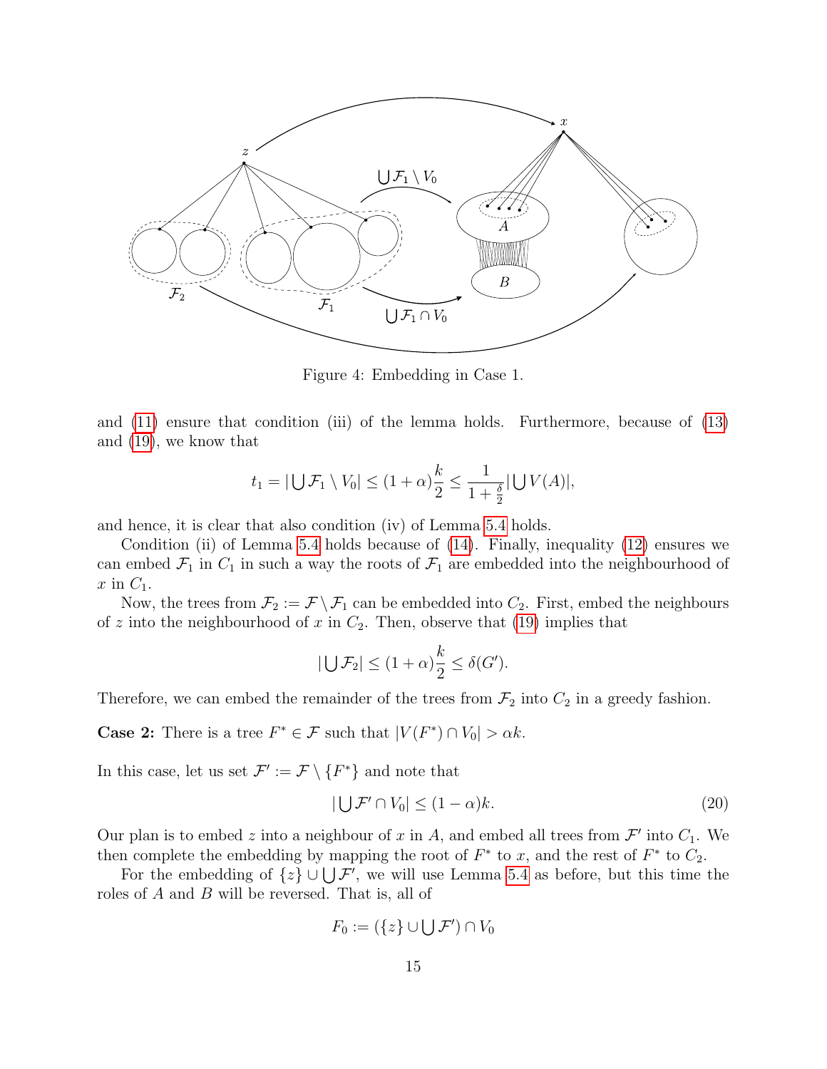Figure 4: Embedding in Case 1.

and (11) ensure that condition (iii) of the lemma holds. Furthermore, because of (13) and (19), we know that

$$t_1 = |\bigcup \mathcal{F}_1 \setminus V_0| \leq (1+\alpha)\frac{k}{2} \leq \frac{1}{1+\frac{\delta}{2}}|\bigcup V(A)|,$$

and hence, it is clear that also condition (iv) of Lemma 5.4 holds.

Condition (ii) of Lemma 5.4 holds because of (14). Finally, inequality (12) ensures we can embed $\mathcal{F}_1$ in $C_1$ in such a way the roots of $\mathcal{F}_1$ are embedded into the neighbourhood of $x$ in $C_1$.

Now, the trees from $\mathcal{F}_2 := \mathcal{F} \setminus \mathcal{F}_1$ can be embedded into $C_2$. First, embed the neighbours of $z$ into the neighbourhood of $x$ in $C_2$. Then, observe that (19) implies that

$$|\bigcup \mathcal{F}_2| \leq (1+\alpha)\frac{k}{2} \leq \delta(G').$$

Therefore, we can embed the remainder of the trees from $\mathcal{F}_2$ into $C_2$ in a greedy fashion.

**Case 2:** There is a tree $F^* \in \mathcal{F}$ such that $|V(F^*) \cap V_0| > \alpha k$.

In this case, let us set $\mathcal{F}' := \mathcal{F} \setminus \{F^*\}$ and note that

$$|\bigcup \mathcal{F}' \cap V_0| \leq (1-\alpha)k. \tag{20}$$

Our plan is to embed $z$ into a neighbour of $x$ in $A$, and embed all trees from $\mathcal{F}'$ into $C_1$. We then complete the embedding by mapping the root of $F^*$ to $x$, and the rest of $F^*$ to $C_2$.

For the embedding of $\{z\} \cup \bigcup \mathcal{F}'$, we will use Lemma 5.4 as before, but this time the roles of $A$ and $B$ will be reversed. That is, all of

$$F_0 := (\{z\} \cup \bigcup \mathcal{F}') \cap V_0$$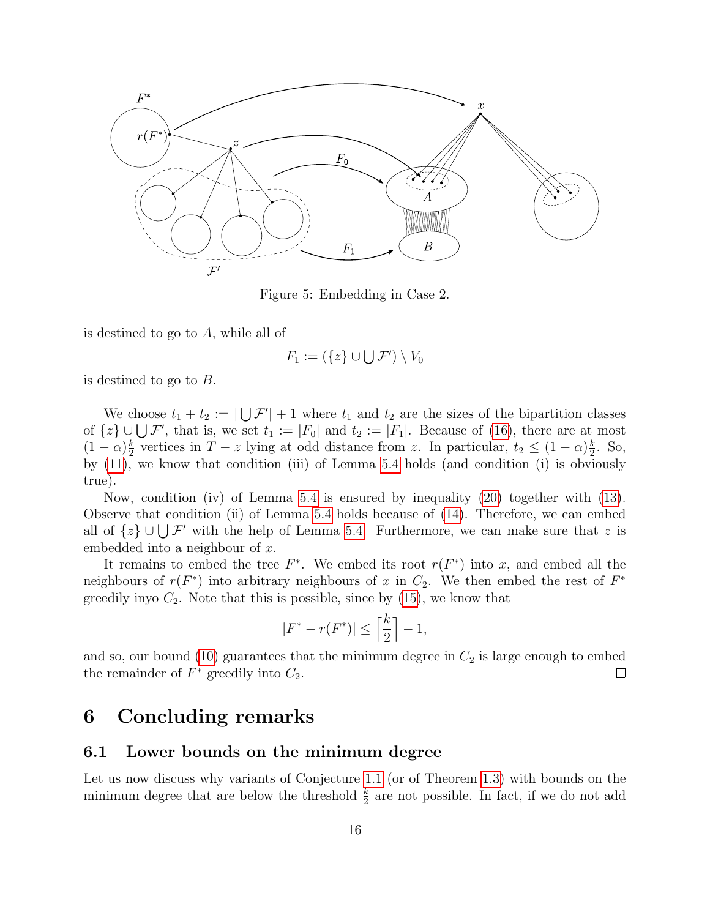Figure 5: Embedding in Case 2.

is destined to go to $A$, while all of

$$F_1 := (\{z\} \cup \bigcup \mathcal{F}') \setminus V_0$$

is destined to go to $B$.

We choose $t_1 + t_2 := |\bigcup \mathcal{F}'| + 1$ where $t_1$ and $t_2$ are the sizes of the bipartition classes of $\{z\} \cup \bigcup \mathcal{F}'$, that is, we set $t_1 := |F_0|$ and $t_2 := |F_1|$. Because of (16), there are at most $(1-\alpha)\frac{k}{2}$ vertices in $T - z$ lying at odd distance from $z$. In particular, $t_2 \leq (1-\alpha)\frac{k}{2}$. So, by (11), we know that condition (iii) of Lemma 5.4 holds (and condition (i) is obviously true).

Now, condition (iv) of Lemma 5.4 is ensured by inequality (20) together with (13). Observe that condition (ii) of Lemma 5.4 holds because of (14). Therefore, we can embed all of $\{z\} \cup \bigcup \mathcal{F}'$ with the help of Lemma 5.4. Furthermore, we can make sure that $z$ is embedded into a neighbour of $x$.

It remains to embed the tree $F^*$. We embed its root $r(F^*)$ into $x$, and embed all the neighbours of $r(F^*)$ into arbitrary neighbours of $x$ in $C_2$. We then embed the rest of $F^*$ greedily inyo $C_2$. Note that this is possible, since by (15), we know that

$$|F^* - r(F^*)| \leq \left\lceil \frac{k}{2} \right\rceil - 1,$$

and so, our bound (10) guarantees that the minimum degree in $C_2$ is large enough to embed the remainder of $F^*$ greedily into $C_2$. □

# 6 Concluding remarks

## 6.1 Lower bounds on the minimum degree

Let us now discuss why variants of Conjecture 1.1 (or of Theorem 1.3) with bounds on the minimum degree that are below the threshold $\frac{k}{2}$ are not possible. In fact, if we do not add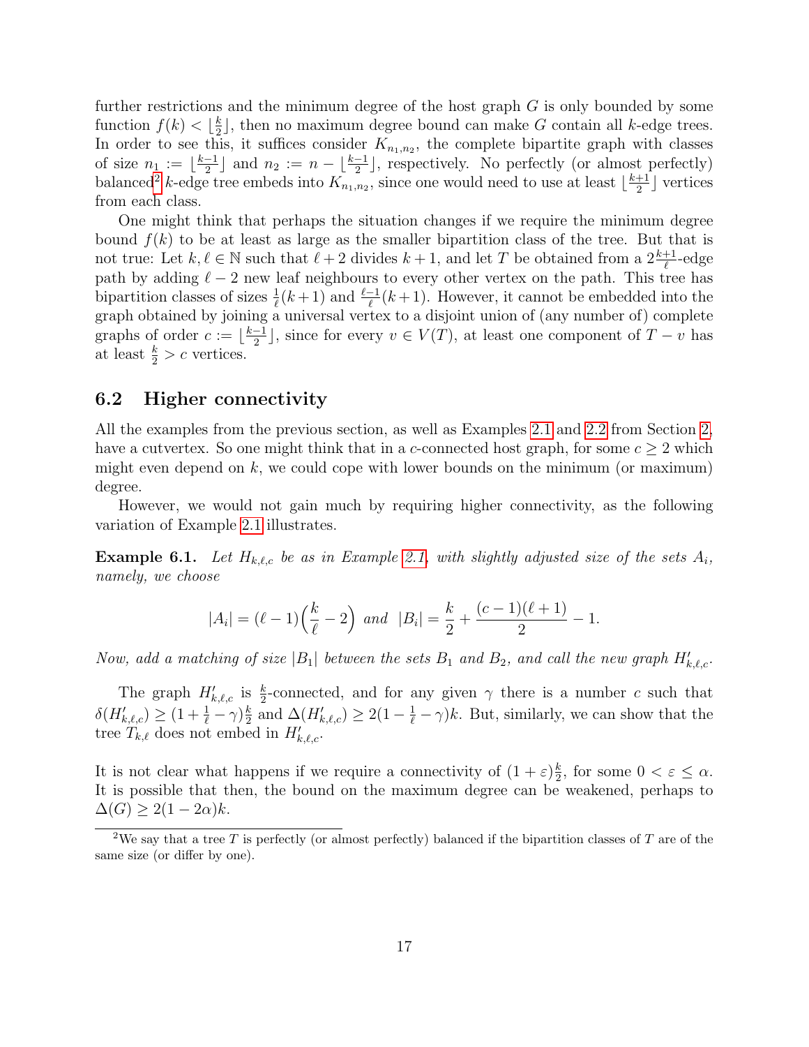further restrictions and the minimum degree of the host graph $G$ is only bounded by some function $f(k) < \lfloor \frac{k}{2} \rfloor$, then no maximum degree bound can make $G$ contain all $k$-edge trees. In order to see this, it suffices consider $K_{n_1,n_2}$, the complete bipartite graph with classes of size $n_1 := \lfloor \frac{k-1}{2} \rfloor$ and $n_2 := n - \lfloor \frac{k-1}{2} \rfloor$, respectively. No perfectly (or almost perfectly) balanced[2] $k$-edge tree embeds into $K_{n_1,n_2}$, since one would need to use at least $\lfloor \frac{k+1}{2} \rfloor$ vertices from each class.

One might think that perhaps the situation changes if we require the minimum degree bound $f(k)$ to be at least as large as the smaller bipartition class of the tree. But that is not true: Let $k, \ell \in \mathbb{N}$ such that $\ell + 2$ divides $k + 1$, and let $T$ be obtained from a $2\frac{k+1}{\ell}$-edge path by adding $\ell - 2$ new leaf neighbours to every other vertex on the path. This tree has bipartition classes of sizes $\frac{1}{\ell}(k+1)$ and $\frac{\ell-1}{\ell}(k+1)$. However, it cannot be embedded into the graph obtained by joining a universal vertex to a disjoint union of (any number of) complete graphs of order $c := \lfloor \frac{k-1}{2} \rfloor$, since for every $v \in V(T)$, at least one component of $T - v$ has at least $\frac{k}{2} > c$ vertices.

## 6.2 Higher connectivity

All the examples from the previous section, as well as Examples 2.1 and 2.2 from Section 2, have a cutvertex. So one might think that in a $c$-connected host graph, for some $c \geq 2$ which might even depend on $k$, we could cope with lower bounds on the minimum (or maximum) degree.

However, we would not gain much by requiring higher connectivity, as the following variation of Example 2.1 illustrates.

**Example 6.1.** *Let $H_{k,\ell,c}$ be as in Example 2.1, with slightly adjusted size of the sets $A_i$, namely, we choose*

$$|A_i| = (\ell - 1)\Big(\frac{k}{\ell} - 2\Big) \text{ and } |B_i| = \frac{k}{2} + \frac{(c-1)(\ell+1)}{2} - 1.$$

*Now, add a matching of size $|B_1|$ between the sets $B_1$ and $B_2$, and call the new graph $H'_{k,\ell,c}$.*

The graph $H'_{k,\ell,c}$ is $\frac{k}{2}$-connected, and for any given $\gamma$ there is a number $c$ such that $\delta(H'_{k,\ell,c}) \geq (1 + \frac{1}{\ell} - \gamma)\frac{k}{2}$ and $\Delta(H'_{k,\ell,c}) \geq 2(1 - \frac{1}{\ell} - \gamma)k$. But, similarly, we can show that the tree $T_{k,\ell}$ does not embed in $H'_{k,\ell,c}$.

It is not clear what happens if we require a connectivity of $(1 + \varepsilon)\frac{k}{2}$, for some $0 < \varepsilon \leq \alpha$. It is possible that then, the bound on the maximum degree can be weakened, perhaps to $\Delta(G) \geq 2(1 - 2\alpha)k$.

[2] We say that a tree $T$ is perfectly (or almost perfectly) balanced if the bipartition classes of $T$ are of the same size (or differ by one).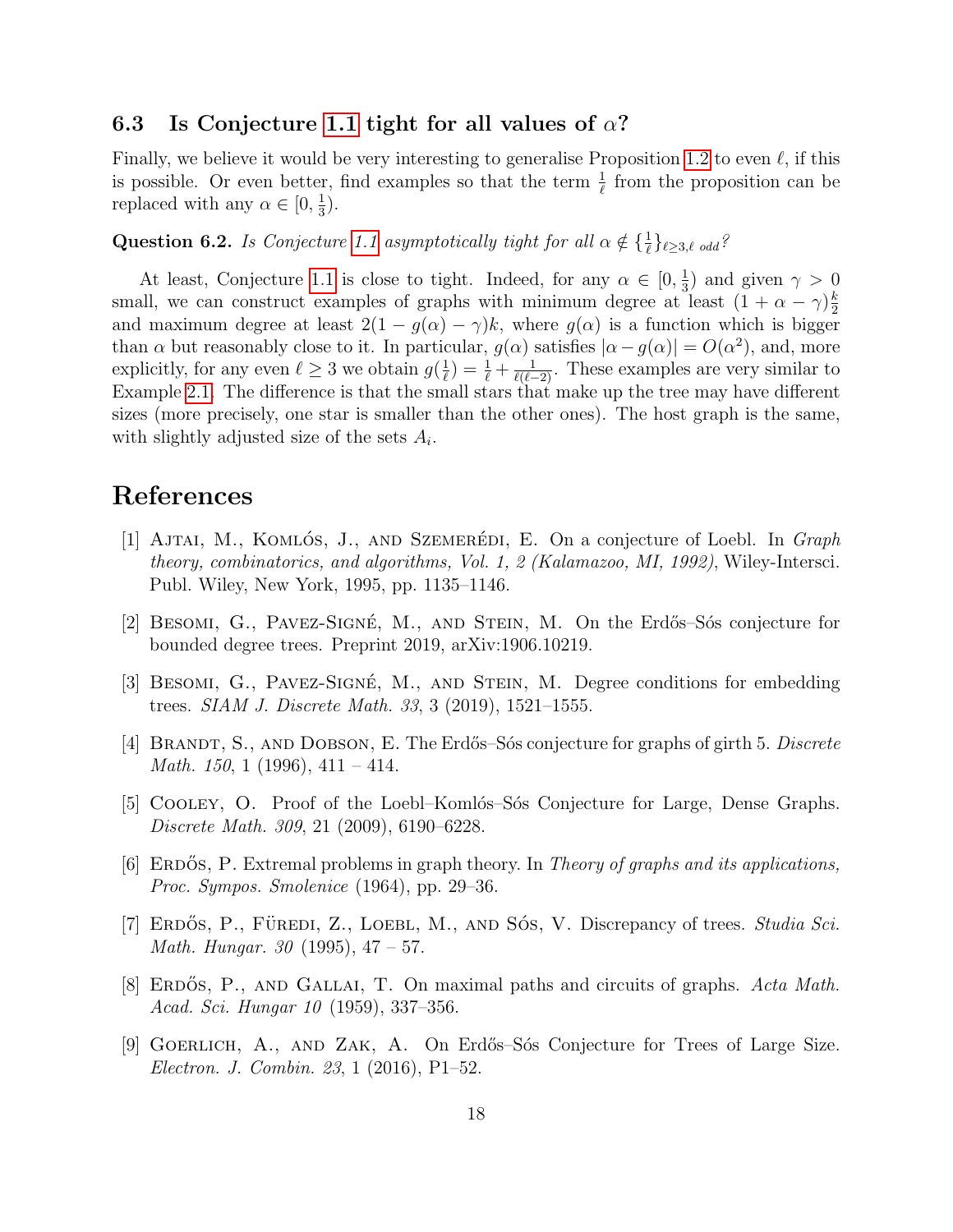### 6.3 Is Conjecture 1.1 tight for all values of $\alpha$?

Finally, we believe it would be very interesting to generalise Proposition 1.2 to even $\ell$, if this is possible. Or even better, find examples so that the term $\frac{1}{\ell}$ from the proposition can be replaced with any $\alpha \in [0, \frac{1}{3})$.

**Question 6.2.** *Is Conjecture 1.1 asymptotically tight for all $\alpha \notin \{\frac{1}{\ell}\}_{\ell \geq 3, \ell \text{ odd}}$?*

At least, Conjecture 1.1 is close to tight. Indeed, for any $\alpha \in [0, \frac{1}{3})$ and given $\gamma > 0$ small, we can construct examples of graphs with minimum degree at least $(1 + \alpha - \gamma)\frac{k}{2}$ and maximum degree at least $2(1 - g(\alpha) - \gamma)k$, where $g(\alpha)$ is a function which is bigger than $\alpha$ but reasonably close to it. In particular, $g(\alpha)$ satisfies $|\alpha - g(\alpha)| = O(\alpha^2)$, and, more explicitly, for any even $\ell \geq 3$ we obtain $g(\frac{1}{\ell}) = \frac{1}{\ell} + \frac{1}{\ell(\ell-2)}$. These examples are very similar to Example 2.1. The difference is that the small stars that make up the tree may have different sizes (more precisely, one star is smaller than the other ones). The host graph is the same, with slightly adjusted size of the sets $A_i$.

## References

[1] Ajtai, M., Komlós, J., and Szemerédi, E. On a conjecture of Loebl. In *Graph theory, combinatorics, and algorithms, Vol. 1, 2 (Kalamazoo, MI, 1992)*, Wiley-Intersci. Publ. Wiley, New York, 1995, pp. 1135–1146.

[2] Besomi, G., Pavez-Signé, M., and Stein, M. On the Erdős–Sós conjecture for bounded degree trees. Preprint 2019, arXiv:1906.10219.

[3] Besomi, G., Pavez-Signé, M., and Stein, M. Degree conditions for embedding trees. *SIAM J. Discrete Math. 33*, 3 (2019), 1521–1555.

[4] Brandt, S., and Dobson, E. The Erdős–Sós conjecture for graphs of girth 5. *Discrete Math. 150*, 1 (1996), 411 – 414.

[5] Cooley, O. Proof of the Loebl–Komlós–Sós Conjecture for Large, Dense Graphs. *Discrete Math. 309*, 21 (2009), 6190–6228.

[6] Erdős, P. Extremal problems in graph theory. In *Theory of graphs and its applications, Proc. Sympos. Smolenice* (1964), pp. 29–36.

[7] Erdős, P., Füredi, Z., Loebl, M., and Sós, V. Discrepancy of trees. *Studia Sci. Math. Hungar. 30* (1995), 47 – 57.

[8] Erdős, P., and Gallai, T. On maximal paths and circuits of graphs. *Acta Math. Acad. Sci. Hungar 10* (1959), 337–356.

[9] Goerlich, A., and Zak, A. On Erdős–Sós Conjecture for Trees of Large Size. *Electron. J. Combin. 23*, 1 (2016), P1–52.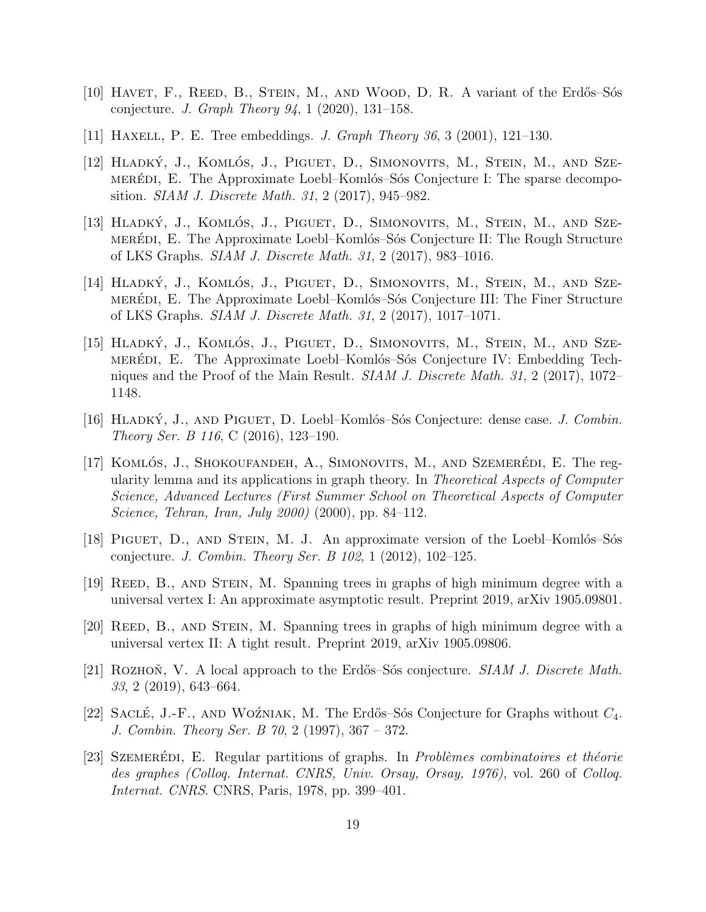[10] Havet, F., Reed, B., Stein, M., and Wood, D. R. A variant of the Erdős–Sós conjecture. *J. Graph Theory 94*, 1 (2020), 131–158.

[11] Haxell, P. E. Tree embeddings. *J. Graph Theory 36*, 3 (2001), 121–130.

[12] Hladký, J., Komlós, J., Piguet, D., Simonovits, M., Stein, M., and Szemerédi, E. The Approximate Loebl–Komlós–Sós Conjecture I: The sparse decomposition. *SIAM J. Discrete Math. 31*, 2 (2017), 945–982.

[13] Hladký, J., Komlós, J., Piguet, D., Simonovits, M., Stein, M., and Szemerédi, E. The Approximate Loebl–Komlós–Sós Conjecture II: The Rough Structure of LKS Graphs. *SIAM J. Discrete Math. 31*, 2 (2017), 983–1016.

[14] Hladký, J., Komlós, J., Piguet, D., Simonovits, M., Stein, M., and Szemerédi, E. The Approximate Loebl–Komlós–Sós Conjecture III: The Finer Structure of LKS Graphs. *SIAM J. Discrete Math. 31*, 2 (2017), 1017–1071.

[15] Hladký, J., Komlós, J., Piguet, D., Simonovits, M., Stein, M., and Szemerédi, E. The Approximate Loebl–Komlós–Sós Conjecture IV: Embedding Techniques and the Proof of the Main Result. *SIAM J. Discrete Math. 31*, 2 (2017), 1072–1148.

[16] Hladký, J., and Piguet, D. Loebl–Komlós–Sós Conjecture: dense case. *J. Combin. Theory Ser. B 116*, C (2016), 123–190.

[17] Komlós, J., Shokoufandeh, A., Simonovits, M., and Szemerédi, E. The regularity lemma and its applications in graph theory. In *Theoretical Aspects of Computer Science, Advanced Lectures (First Summer School on Theoretical Aspects of Computer Science, Tehran, Iran, July 2000)* (2000), pp. 84–112.

[18] Piguet, D., and Stein, M. J. An approximate version of the Loebl–Komlós–Sós conjecture. *J. Combin. Theory Ser. B 102*, 1 (2012), 102–125.

[19] Reed, B., and Stein, M. Spanning trees in graphs of high minimum degree with a universal vertex I: An approximate asymptotic result. Preprint 2019, arXiv 1905.09801.

[20] Reed, B., and Stein, M. Spanning trees in graphs of high minimum degree with a universal vertex II: A tight result. Preprint 2019, arXiv 1905.09806.

[21] Rozhoň, V. A local approach to the Erdős–Sós conjecture. *SIAM J. Discrete Math. 33*, 2 (2019), 643–664.

[22] Saclé, J.-F., and Woźniak, M. The Erdős–Sós Conjecture for Graphs without $C_4$. *J. Combin. Theory Ser. B 70*, 2 (1997), 367 – 372.

[23] Szemerédi, E. Regular partitions of graphs. In *Problèmes combinatoires et théorie des graphes (Colloq. Internat. CNRS, Univ. Orsay, Orsay, 1976)*, vol. 260 of *Colloq. Internat. CNRS.* CNRS, Paris, 1978, pp. 399–401.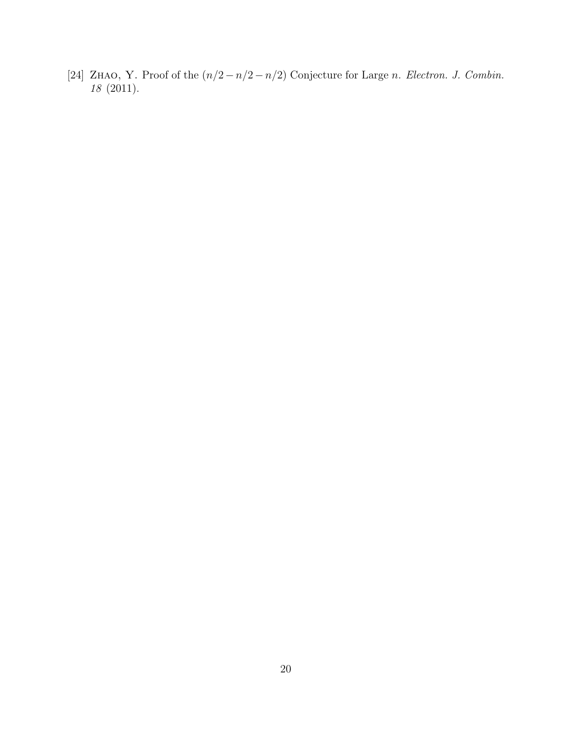[24] Zhao, Y. Proof of the $(n/2 - n/2 - n/2)$ Conjecture for Large $n$. *Electron. J. Combin.* *18* (2011).